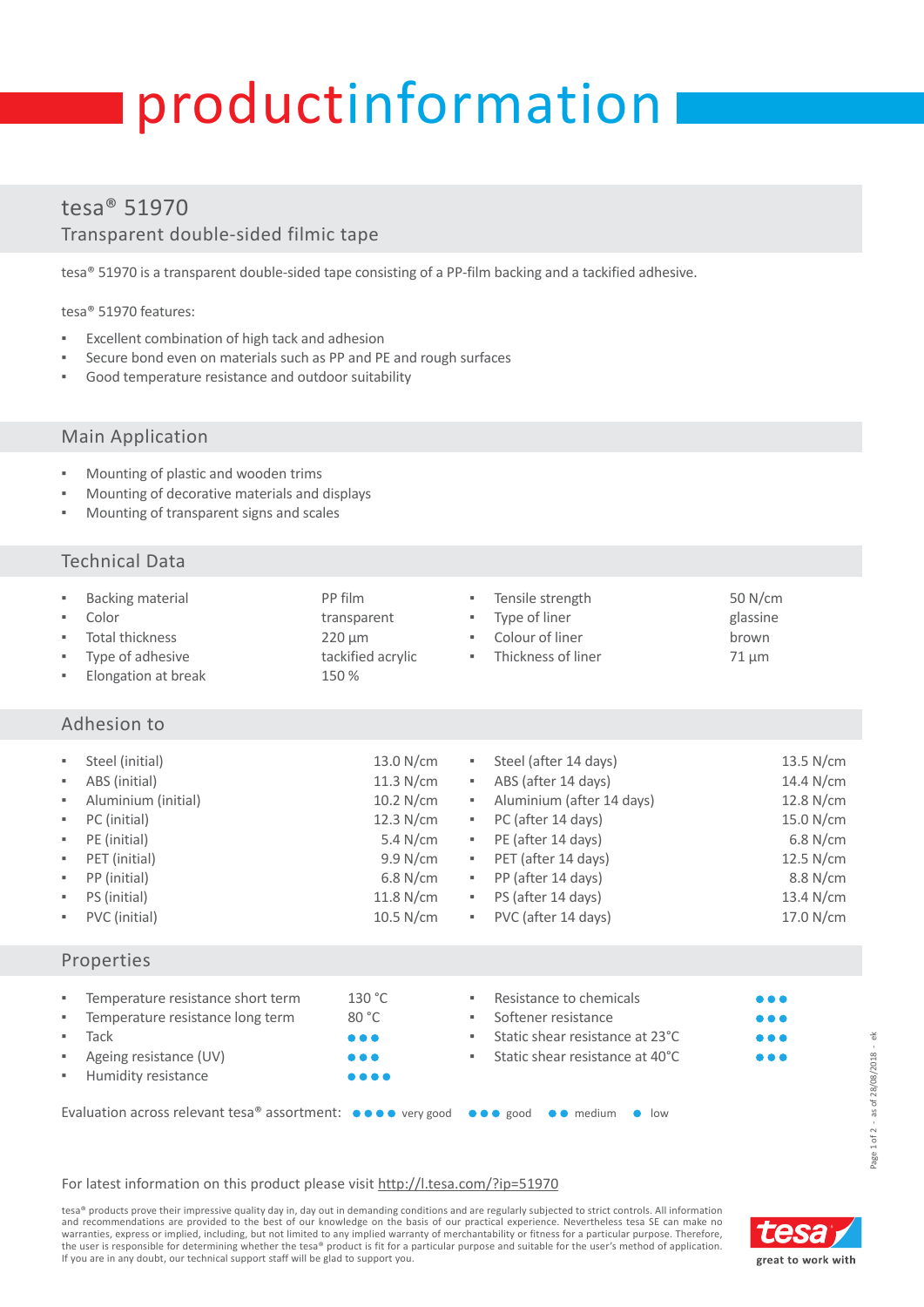# productinformation

## tesa® 51970

### Transparent double-sided filmic tape

tesa® 51970 is a transparent double-sided tape consisting of a PP-film backing and a tackified adhesive.

tesa® 51970 features:

- Excellent combination of high tack and adhesion
- Secure bond even on materials such as PP and PE and rough surfaces
- Good temperature resistance and outdoor suitability

## Main Application

- Mounting of plastic and wooden trims
- Mounting of decorative materials and displays
- Mounting of transparent signs and scales

## Technical Data

| Property | Value | Property | Value |
|---|---|---|---|
| Backing material | PP film | Tensile strength | 50 N/cm |
| Color | transparent | Type of liner | glassine |
| Total thickness | 220 µm | Colour of liner | brown |
| Type of adhesive | tackified acrylic | Thickness of liner | 71 µm |
| Elongation at break | 150 % | | |

## Adhesion to

| Substrate | Value | Substrate | Value |
|---|---|---|---|
| Steel (initial) | 13.0 N/cm | Steel (after 14 days) | 13.5 N/cm |
| ABS (initial) | 11.3 N/cm | ABS (after 14 days) | 14.4 N/cm |
| Aluminium (initial) | 10.2 N/cm | Aluminium (after 14 days) | 12.8 N/cm |
| PC (initial) | 12.3 N/cm | PC (after 14 days) | 15.0 N/cm |
| PE (initial) | 5.4 N/cm | PE (after 14 days) | 6.8 N/cm |
| PET (initial) | 9.9 N/cm | PET (after 14 days) | 12.5 N/cm |
| PP (initial) | 6.8 N/cm | PP (after 14 days) | 8.8 N/cm |
| PS (initial) | 11.8 N/cm | PS (after 14 days) | 13.4 N/cm |
| PVC (initial) | 10.5 N/cm | PVC (after 14 days) | 17.0 N/cm |

## Properties

| Property | Value | Property | Value |
|---|---|---|---|
| Temperature resistance short term | 130 °C | Resistance to chemicals | ●●● |
| Temperature resistance long term | 80 °C | Softener resistance | ●●● |
| Tack | ●●● | Static shear resistance at 23°C | ●●● |
| Ageing resistance (UV) | ●●● | Static shear resistance at 40°C | ●●● |
| Humidity resistance | ●●●● | | |

Evaluation across relevant tesa® assortment: ●●●● very good ●●● good ●● medium ● low

For latest information on this product please visit http://l.tesa.com/?ip=51970

tesa® products prove their impressive quality day in, day out in demanding conditions and are regularly subjected to strict controls. All information and recommendations are provided to the best of our knowledge on the basis of our practical experience. Nevertheless tesa SE can make no warranties, express or implied, including, but not limited to any implied warranty of merchantability or fitness for a particular purpose. Therefore, the user is responsible for determining whether the tesa® product is fit for a particular purpose and suitable for the user's method of application. If you are in any doubt, our technical support staff will be glad to support you.

tesa great to work with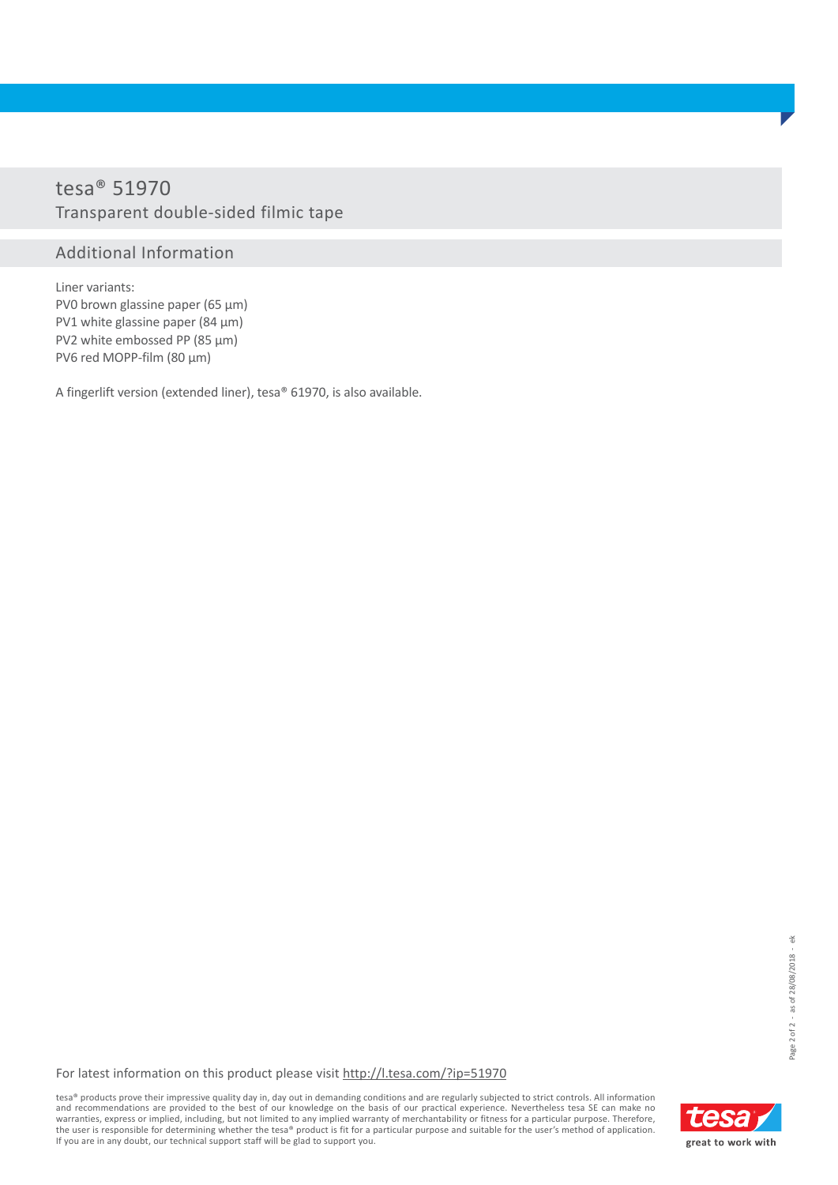# tesa® 51970

Transparent double-sided filmic tape

## Additional Information

Liner variants:
PV0 brown glassine paper (65 µm)
PV1 white glassine paper (84 µm)
PV2 white embossed PP (85 µm)
PV6 red MOPP-film (80 µm)

A fingerlift version (extended liner), tesa® 61970, is also available.

For latest information on this product please visit http://l.tesa.com/?ip=51970

tesa® products prove their impressive quality day in, day out in demanding conditions and are regularly subjected to strict controls. All information and recommendations are provided to the best of our knowledge on the basis of our practical experience. Nevertheless tesa SE can make no warranties, express or implied, including, but not limited to any implied warranty of merchantability or fitness for a particular purpose. Therefore, the user is responsible for determining whether the tesa® product is fit for a particular purpose and suitable for the user's method of application. If you are in any doubt, our technical support staff will be glad to support you.